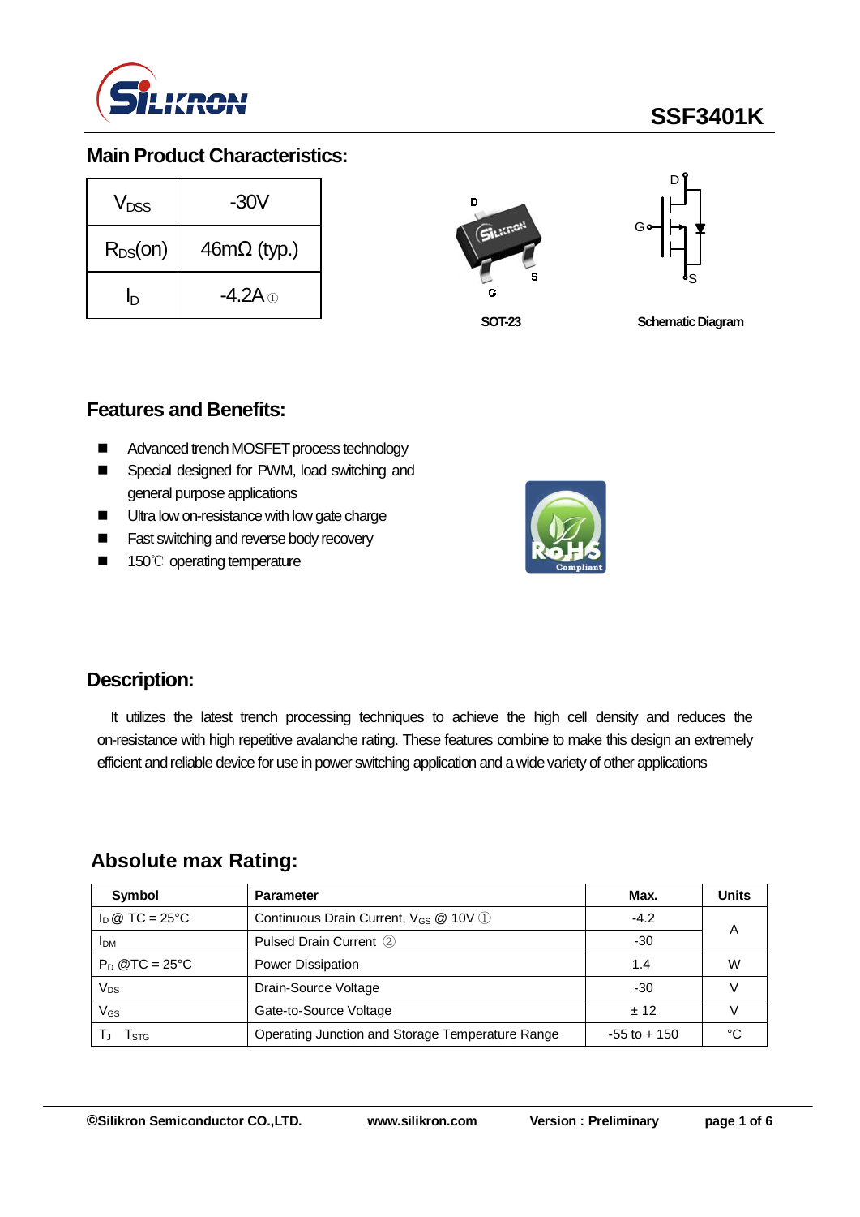**SSF3401K**

## Main Product Characteristics:

| | |
|---|---|
| $V_{DSS}$ | -30V |
| $R_{DS}$(on) | 46mΩ (typ.) |
| $I_D$ | -4.2A ① |

SOT-23

Schematic Diagram

## Features and Benefits:

- Advanced trench MOSFET process technology
- Special designed for PWM, load switching and general purpose applications
- Ultra low on-resistance with low gate charge
- Fast switching and reverse body recovery
- 150℃ operating temperature

## Description:

It utilizes the latest trench processing techniques to achieve the high cell density and reduces the on-resistance with high repetitive avalanche rating. These features combine to make this design an extremely efficient and reliable device for use in power switching application and a wide variety of other applications

## Absolute max Rating:

| Symbol | Parameter | Max. | Units |
|---|---|---|---|
| $I_D$ @ TC = 25°C | Continuous Drain Current, $V_{GS}$ @ 10V ① | -4.2 | A |
| $I_{DM}$ | Pulsed Drain Current ② | -30 | |
| $P_D$ @TC = 25°C | Power Dissipation | 1.4 | W |
| $V_{DS}$ | Drain-Source Voltage | -30 | V |
| $V_{GS}$ | Gate-to-Source Voltage | ± 12 | V |
| $T_J$ $T_{STG}$ | Operating Junction and Storage Temperature Range | -55 to + 150 | °C |

©Silikron Semiconductor CO.,LTD. www.silikron.com Version : Preliminary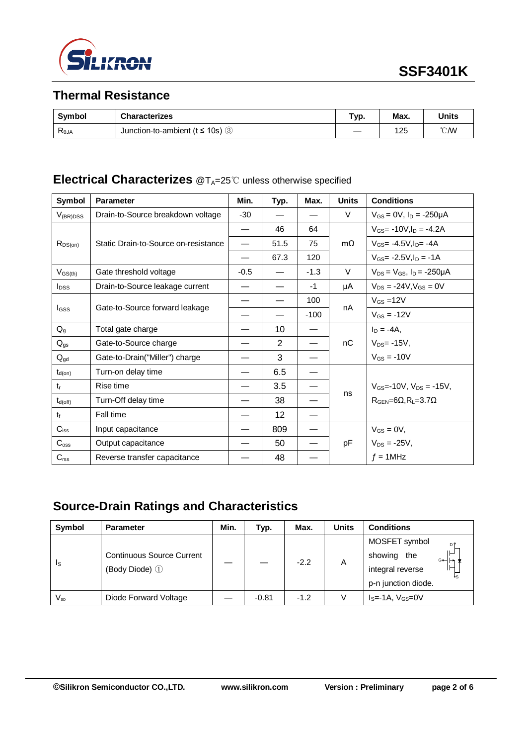## Thermal Resistance

| Symbol | Characterizes | Typ. | Max. | Units |
|---|---|---|---|---|
| $R_{\theta JA}$ | Junction-to-ambient (t ≤ 10s) ③ | — | 125 | ℃/W |

## Electrical Characterizes @$T_A$=25℃ unless otherwise specified

| Symbol | Parameter | Min. | Typ. | Max. | Units | Conditions |
|---|---|---|---|---|---|---|
| $V_{(BR)DSS}$ | Drain-to-Source breakdown voltage | -30 | — | — | V | $V_{GS}$ = 0V, $I_D$ = -250μA |
| $R_{DS(on)}$ | Static Drain-to-Source on-resistance | — | 46 | 64 | mΩ | $V_{GS}$= -10V,$I_D$ = -4.2A |
| | | — | 51.5 | 75 | | $V_{GS}$= -4.5V,$I_D$= -4A |
| | | — | 67.3 | 120 | | $V_{GS}$= -2.5V,$I_D$ = -1A |
| $V_{GS(th)}$ | Gate threshold voltage | -0.5 | — | -1.3 | V | $V_{DS}$ = $V_{GS}$, $I_D$ = -250μA |
| $I_{DSS}$ | Drain-to-Source leakage current | — | — | -1 | μA | $V_{DS}$ = -24V,$V_{GS}$ = 0V |
| $I_{GSS}$ | Gate-to-Source forward leakage | — | — | 100 | nA | $V_{GS}$ =12V |
| | | — | — | -100 | | $V_{GS}$ = -12V |
| $Q_g$ | Total gate charge | — | 10 | — | nC | $I_D$ = -4A, |
| $Q_{gs}$ | Gate-to-Source charge | — | 2 | — | | $V_{DS}$= -15V, |
| $Q_{gd}$ | Gate-to-Drain("Miller") charge | — | 3 | — | | $V_{GS}$ = -10V |
| $t_{d(on)}$ | Turn-on delay time | — | 6.5 | — | ns | $V_{GS}$=-10V, $V_{DS}$ = -15V, $R_{GEN}$=6Ω,$R_L$=3.7Ω |
| $t_r$ | Rise time | — | 3.5 | — | | |
| $t_{d(off)}$ | Turn-Off delay time | — | 38 | — | | |
| $t_f$ | Fall time | — | 12 | — | | |
| $C_{iss}$ | Input capacitance | — | 809 | — | pF | $V_{GS}$ = 0V, |
| $C_{oss}$ | Output capacitance | — | 50 | — | | $V_{DS}$ = -25V, |
| $C_{rss}$ | Reverse transfer capacitance | — | 48 | — | | $f$ = 1MHz |

## Source-Drain Ratings and Characteristics

| Symbol | Parameter | Min. | Typ. | Max. | Units | Conditions |
|---|---|---|---|---|---|---|
| $I_S$ | Continuous Source Current (Body Diode) ① | — | — | -2.2 | A | MOSFET symbol showing the integral reverse p-n junction diode. |
| $V_{SD}$ | Diode Forward Voltage | — | -0.81 | -1.2 | V | $I_S$=-1A, $V_{GS}$=0V |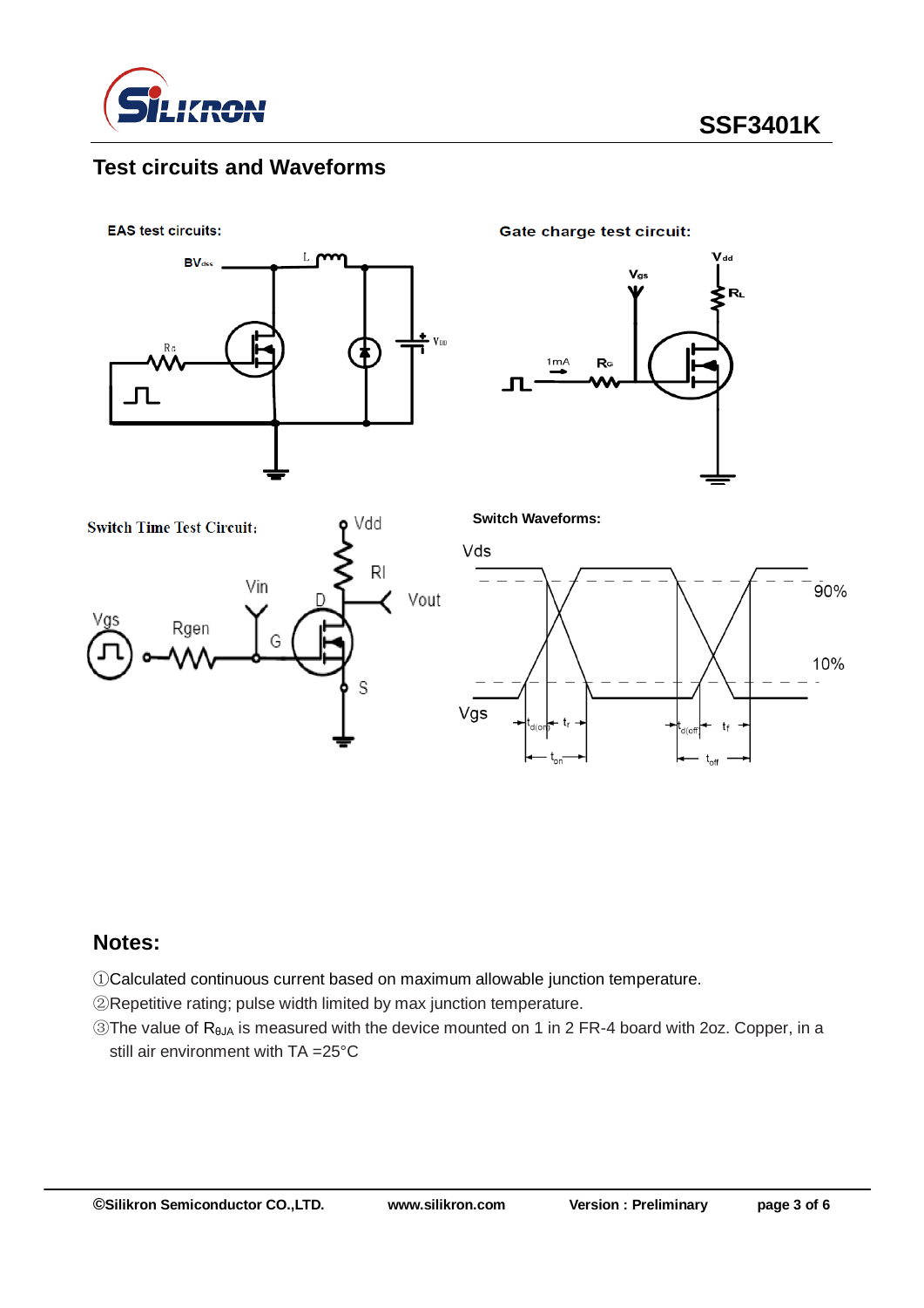## Test circuits and Waveforms

**EAS test circuits:**

**Gate charge test circuit:**

**Switch Time Test Circuit:**

**Switch Waveforms:**

## Notes:

①Calculated continuous current based on maximum allowable junction temperature.

②Repetitive rating; pulse width limited by max junction temperature.

③The value of $R_{\theta JA}$ is measured with the device mounted on 1 in 2 FR-4 board with 2oz. Copper, in a still air environment with TA =25°C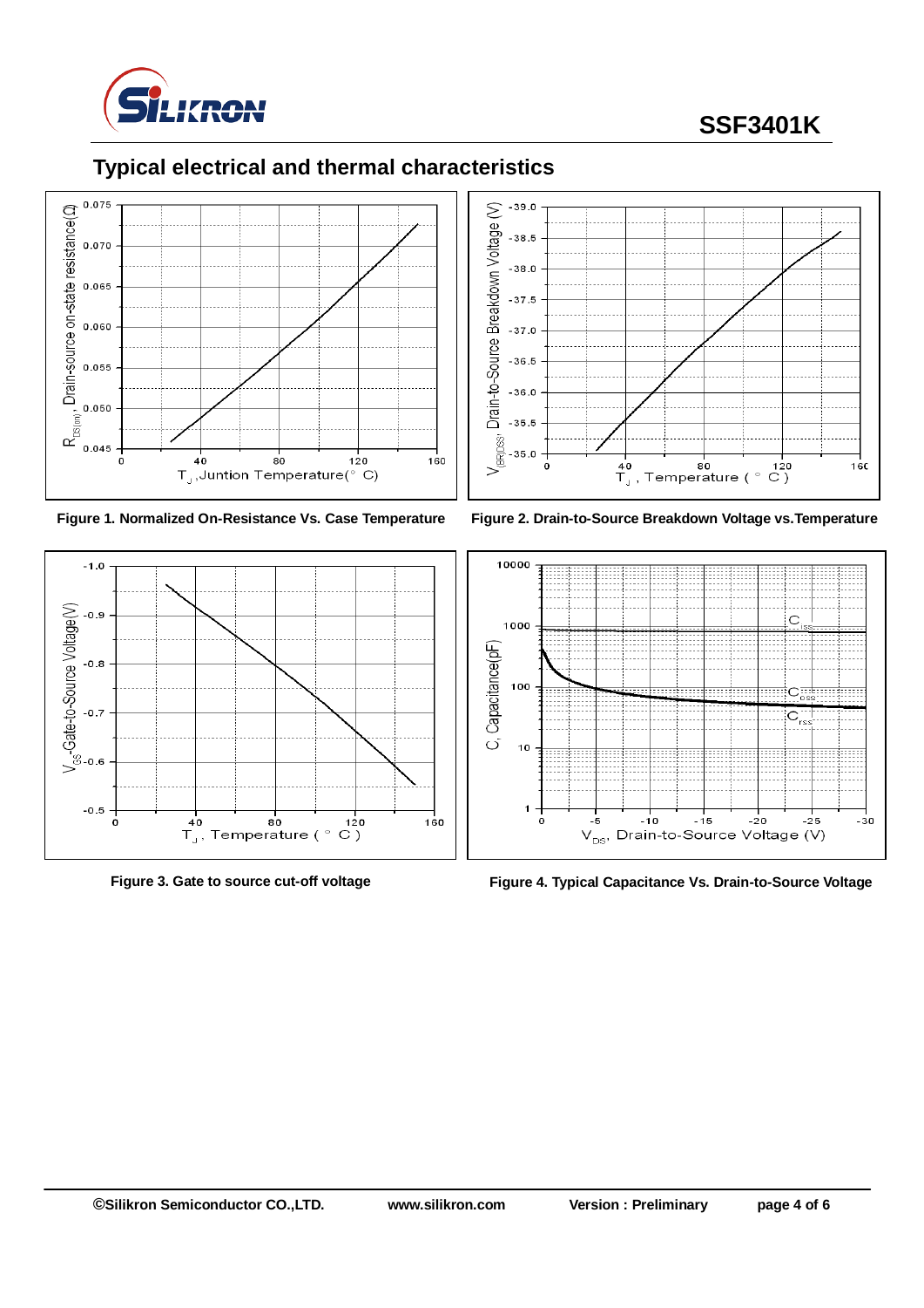# Typical electrical and thermal characteristics

Figure 1. Normalized On-Resistance Vs. Case Temperature

Figure 2. Drain-to-Source Breakdown Voltage vs.Temperature

Figure 3. Gate to source cut-off voltage

Figure 4. Typical Capacitance Vs. Drain-to-Source Voltage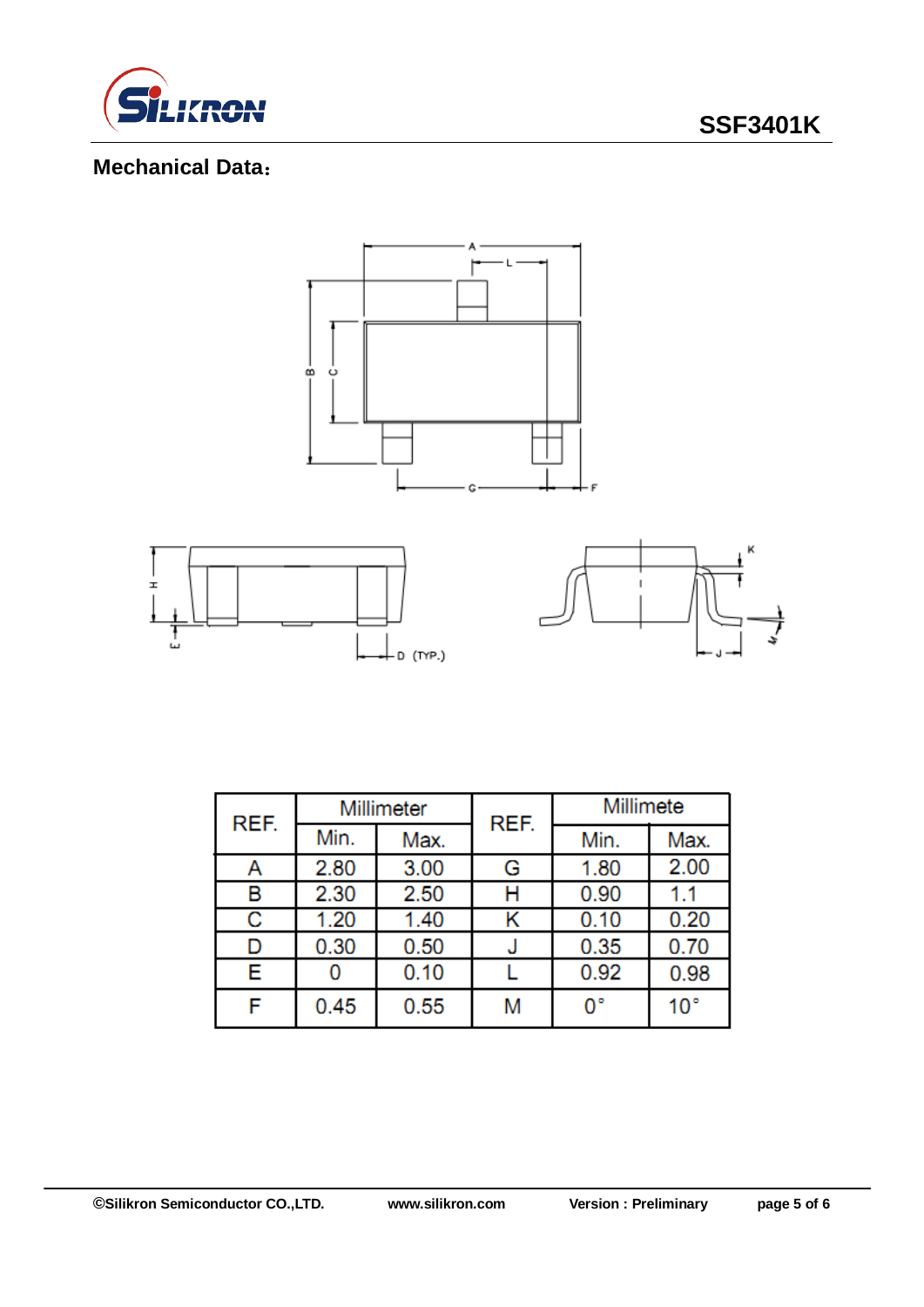## Mechanical Data：

| REF. | Millimeter | | REF. | Millimete | |
|---|---|---|---|---|---|
| | Min. | Max. | | Min. | Max. |
| A | 2.80 | 3.00 | G | 1.80 | 2.00 |
| B | 2.30 | 2.50 | H | 0.90 | 1.1 |
| C | 1.20 | 1.40 | K | 0.10 | 0.20 |
| D | 0.30 | 0.50 | J | 0.35 | 0.70 |
| E | 0 | 0.10 | L | 0.92 | 0.98 |
| F | 0.45 | 0.55 | M | 0° | 10° |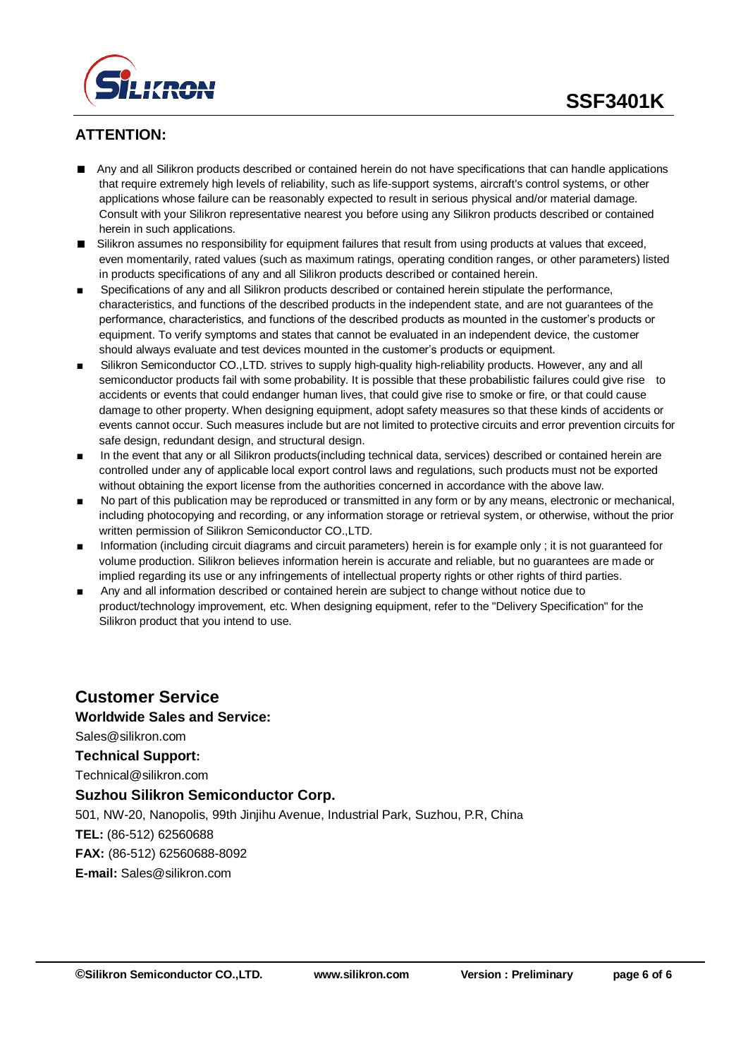## ATTENTION:

- Any and all Silikron products described or contained herein do not have specifications that can handle applications that require extremely high levels of reliability, such as life-support systems, aircraft's control systems, or other applications whose failure can be reasonably expected to result in serious physical and/or material damage. Consult with your Silikron representative nearest you before using any Silikron products described or contained herein in such applications.
- Silikron assumes no responsibility for equipment failures that result from using products at values that exceed, even momentarily, rated values (such as maximum ratings, operating condition ranges, or other parameters) listed in products specifications of any and all Silikron products described or contained herein.
- Specifications of any and all Silikron products described or contained herein stipulate the performance, characteristics, and functions of the described products in the independent state, and are not guarantees of the performance, characteristics, and functions of the described products as mounted in the customer's products or equipment. To verify symptoms and states that cannot be evaluated in an independent device, the customer should always evaluate and test devices mounted in the customer's products or equipment.
- Silikron Semiconductor CO.,LTD. strives to supply high-quality high-reliability products. However, any and all semiconductor products fail with some probability. It is possible that these probabilistic failures could give rise to accidents or events that could endanger human lives, that could give rise to smoke or fire, or that could cause damage to other property. When designing equipment, adopt safety measures so that these kinds of accidents or events cannot occur. Such measures include but are not limited to protective circuits and error prevention circuits for safe design, redundant design, and structural design.
- In the event that any or all Silikron products(including technical data, services) described or contained herein are controlled under any of applicable local export control laws and regulations, such products must not be exported without obtaining the export license from the authorities concerned in accordance with the above law.
- No part of this publication may be reproduced or transmitted in any form or by any means, electronic or mechanical, including photocopying and recording, or any information storage or retrieval system, or otherwise, without the prior written permission of Silikron Semiconductor CO.,LTD.
- Information (including circuit diagrams and circuit parameters) herein is for example only ; it is not guaranteed for volume production. Silikron believes information herein is accurate and reliable, but no guarantees are made or implied regarding its use or any infringements of intellectual property rights or other rights of third parties.
- Any and all information described or contained herein are subject to change without notice due to product/technology improvement, etc. When designing equipment, refer to the "Delivery Specification" for the Silikron product that you intend to use.

## Customer Service

**Worldwide Sales and Service:**

Sales@silikron.com

**Technical Support:**

Technical@silikron.com

**Suzhou Silikron Semiconductor Corp.**

501, NW-20, Nanopolis, 99th Jinjihu Avenue, Industrial Park, Suzhou, P.R, China

**TEL:** (86-512) 62560688

**FAX:** (86-512) 62560688-8092

**E-mail:** Sales@silikron.com